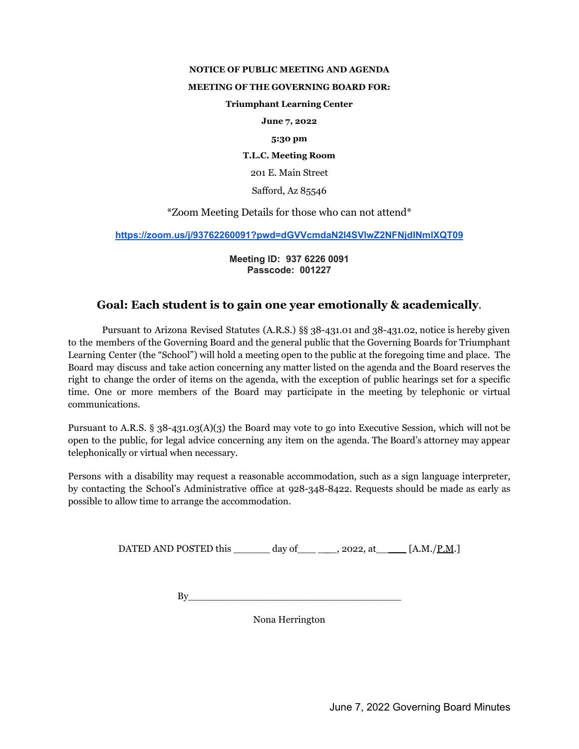**NOTICE OF PUBLIC MEETING AND AGENDA**

**MEETING OF THE GOVERNING BOARD FOR:**

**Triumphant Learning Center**

**June 7, 2022**

**5:30 pm**

**T.L.C. Meeting Room**

201 E. Main Street

Safford, Az 85546

*Zoom Meeting Details for those who can not attend*

**https://zoom.us/j/93762260091?pwd=dGVVcmdaN2I4SVIwZ2NFNjdlNmlXQT09**

**Meeting ID: 937 6226 0091**
**Passcode: 001227**

## Goal: Each student is to gain one year emotionally & academically.

Pursuant to Arizona Revised Statutes (A.R.S.) §§ 38-431.01 and 38-431.02, notice is hereby given to the members of the Governing Board and the general public that the Governing Boards for Triumphant Learning Center (the "School") will hold a meeting open to the public at the foregoing time and place. The Board may discuss and take action concerning any matter listed on the agenda and the Board reserves the right to change the order of items on the agenda, with the exception of public hearings set for a specific time. One or more members of the Board may participate in the meeting by telephonic or virtual communications.

Pursuant to A.R.S. § 38-431.03(A)(3) the Board may vote to go into Executive Session, which will not be open to the public, for legal advice concerning any item on the agenda. The Board's attorney may appear telephonically or virtual when necessary.

Persons with a disability may request a reasonable accommodation, such as a sign language interpreter, by contacting the School's Administrative office at 928-348-8422. Requests should be made as early as possible to allow time to arrange the accommodation.

DATED AND POSTED this ______ day of___ ___, 2022, at______ [A.M./P.M.]

By____________________________________

Nona Herrington

June 7, 2022 Governing Board Minutes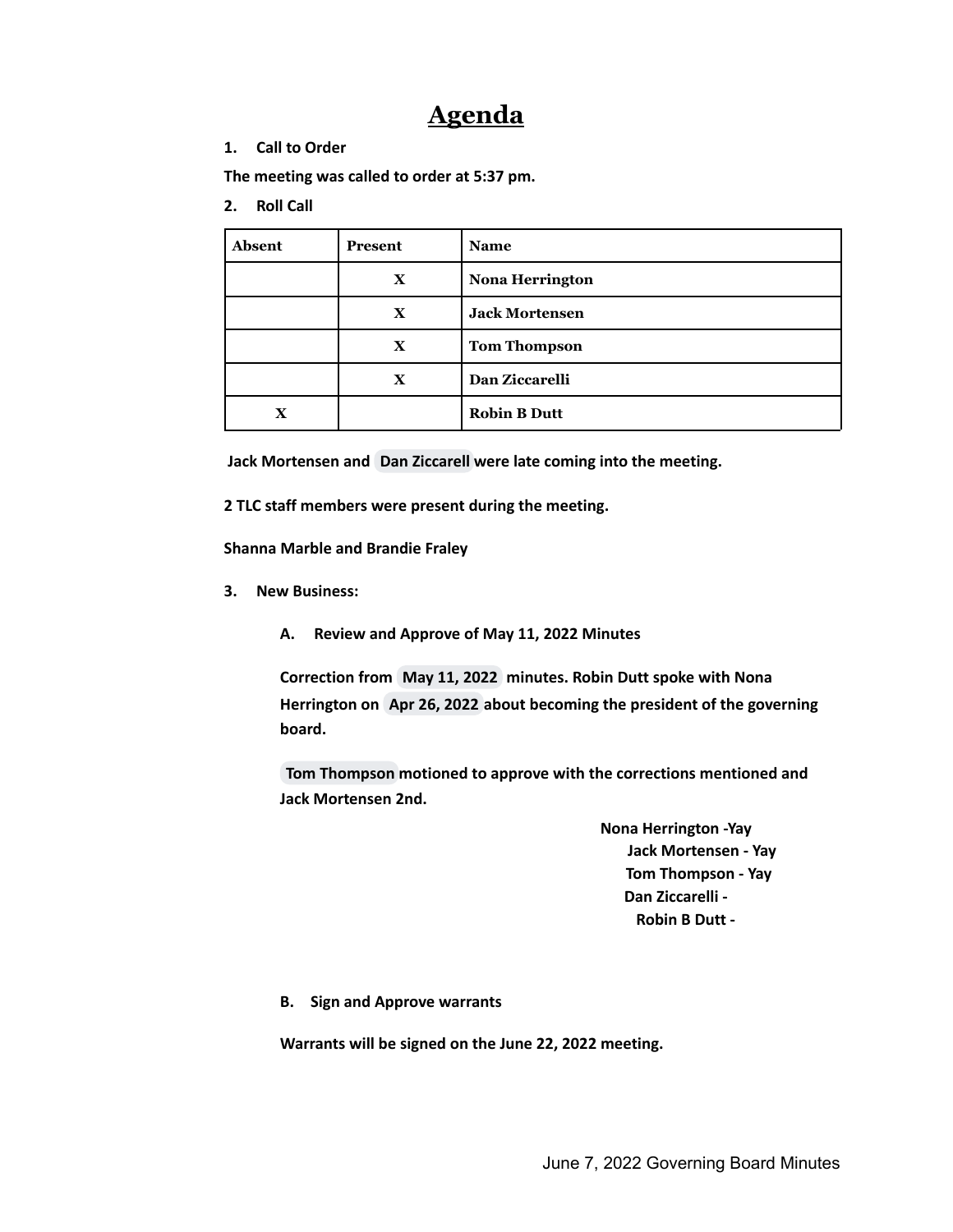# Agenda

1. **Call to Order**

**The meeting was called to order at 5:37 pm.**

2. **Roll Call**

| Absent | Present | Name |
|---|---|---|
| | X | Nona Herrington |
| | X | Jack Mortensen |
| | X | Tom Thompson |
| | X | Dan Ziccarelli |
| X | | Robin B Dutt |

**Jack Mortensen and Dan Ziccarell were late coming into the meeting.**

**2 TLC staff members were present during the meeting.**

**Shanna Marble and Brandie Fraley**

3. **New Business:**

   A. **Review and Approve of May 11, 2022 Minutes**

   **Correction from May 11, 2022 minutes. Robin Dutt spoke with Nona Herrington on Apr 26, 2022 about becoming the president of the governing board.**

   **Tom Thompson motioned to approve with the corrections mentioned and Jack Mortensen 2nd.**

   **Nona Herrington -Yay**
   **Jack Mortensen - Yay**
   **Tom Thompson - Yay**
   **Dan Ziccarelli -**
   **Robin B Dutt -**

   B. **Sign and Approve warrants**

   **Warrants will be signed on the June 22, 2022 meeting.**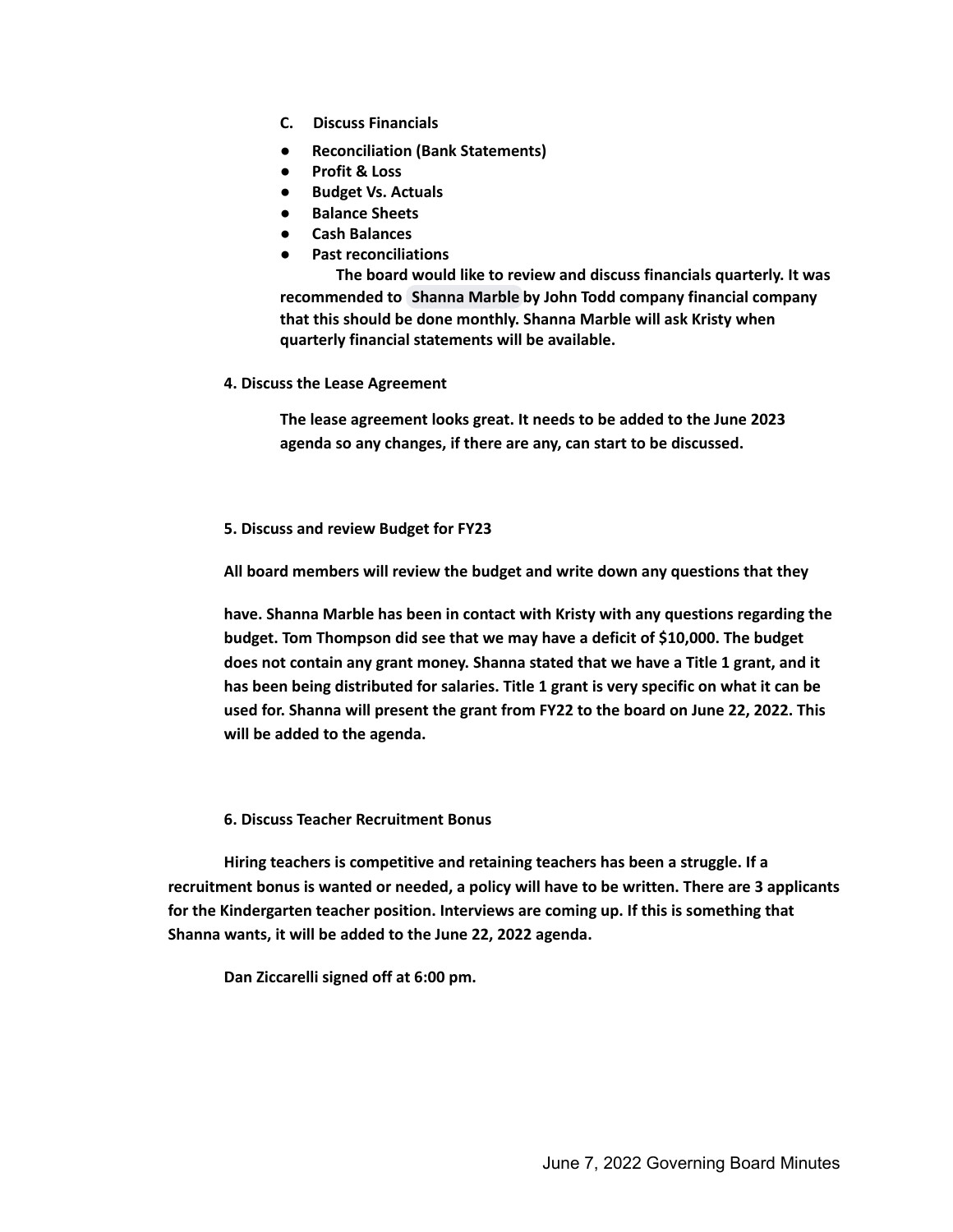**C. Discuss Financials**

- **Reconciliation (Bank Statements)**
- **Profit & Loss**
- **Budget Vs. Actuals**
- **Balance Sheets**
- **Cash Balances**
- **Past reconciliations**

**The board would like to review and discuss financials quarterly. It was recommended to Shanna Marble by John Todd company financial company that this should be done monthly. Shanna Marble will ask Kristy when quarterly financial statements will be available.**

**4. Discuss the Lease Agreement**

**The lease agreement looks great. It needs to be added to the June 2023 agenda so any changes, if there are any, can start to be discussed.**

**5. Discuss and review Budget for FY23**

**All board members will review the budget and write down any questions that they have. Shanna Marble has been in contact with Kristy with any questions regarding the budget. Tom Thompson did see that we may have a deficit of $10,000. The budget does not contain any grant money. Shanna stated that we have a Title 1 grant, and it has been being distributed for salaries. Title 1 grant is very specific on what it can be used for. Shanna will present the grant from FY22 to the board on June 22, 2022. This will be added to the agenda.**

**6. Discuss Teacher Recruitment Bonus**

**Hiring teachers is competitive and retaining teachers has been a struggle. If a recruitment bonus is wanted or needed, a policy will have to be written. There are 3 applicants for the Kindergarten teacher position. Interviews are coming up. If this is something that Shanna wants, it will be added to the June 22, 2022 agenda.**

**Dan Ziccarelli signed off at 6:00 pm.**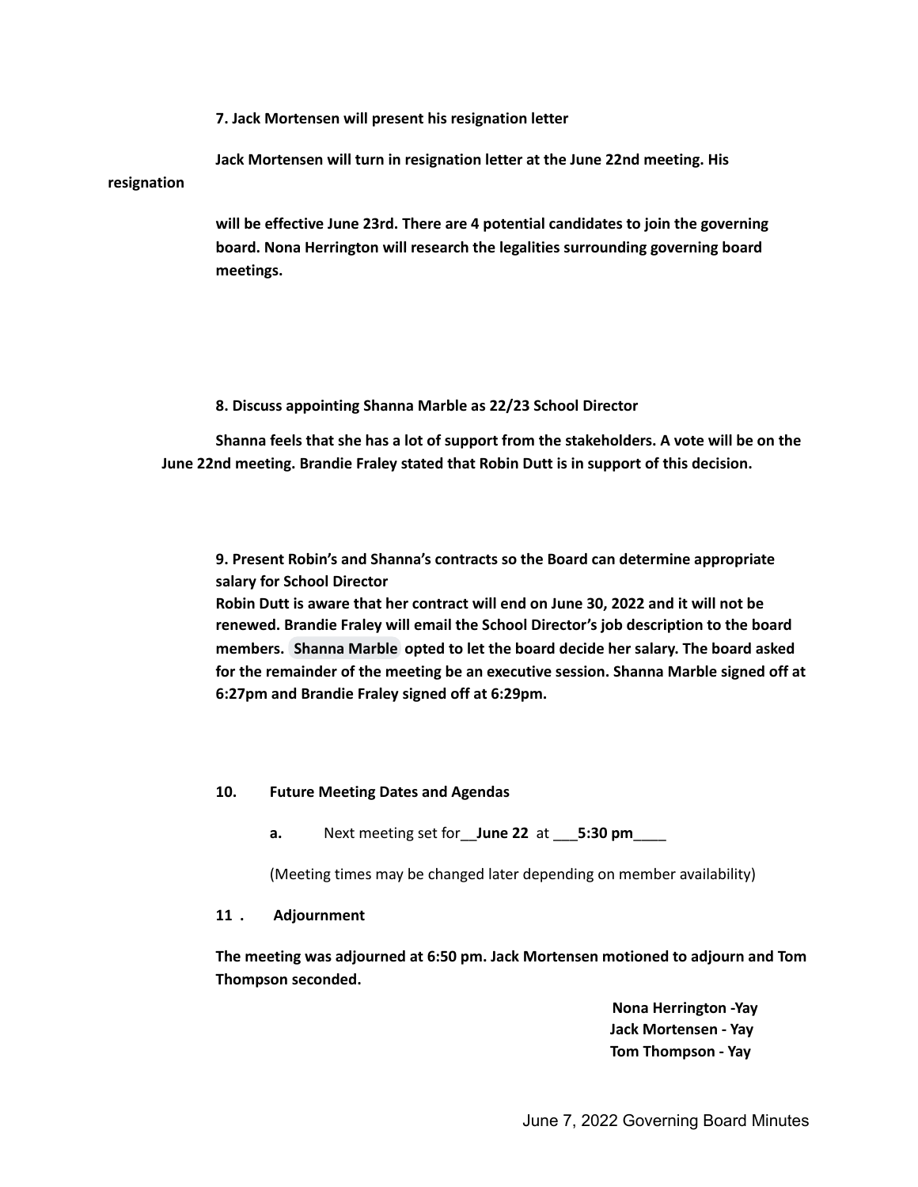**7. Jack Mortensen will present his resignation letter**

**Jack Mortensen will turn in resignation letter at the June 22nd meeting. His resignation will be effective June 23rd. There are 4 potential candidates to join the governing board. Nona Herrington will research the legalities surrounding governing board meetings.**

**8. Discuss appointing Shanna Marble as 22/23 School Director**

**Shanna feels that she has a lot of support from the stakeholders. A vote will be on the June 22nd meeting. Brandie Fraley stated that Robin Dutt is in support of this decision.**

**9. Present Robin's and Shanna's contracts so the Board can determine appropriate salary for School Director**
**Robin Dutt is aware that her contract will end on June 30, 2022 and it will not be renewed. Brandie Fraley will email the School Director's job description to the board members. Shanna Marble opted to let the board decide her salary. The board asked for the remainder of the meeting be an executive session. Shanna Marble signed off at 6:27pm and Brandie Fraley signed off at 6:29pm.**

**10. Future Meeting Dates and Agendas**

**a.** Next meeting set for__**June 22** at ___**5:30 pm**____

(Meeting times may be changed later depending on member availability)

**11 . Adjournment**

**The meeting was adjourned at 6:50 pm. Jack Mortensen motioned to adjourn and Tom Thompson seconded.**

**Nona Herrington -Yay**
**Jack Mortensen - Yay**
**Tom Thompson - Yay**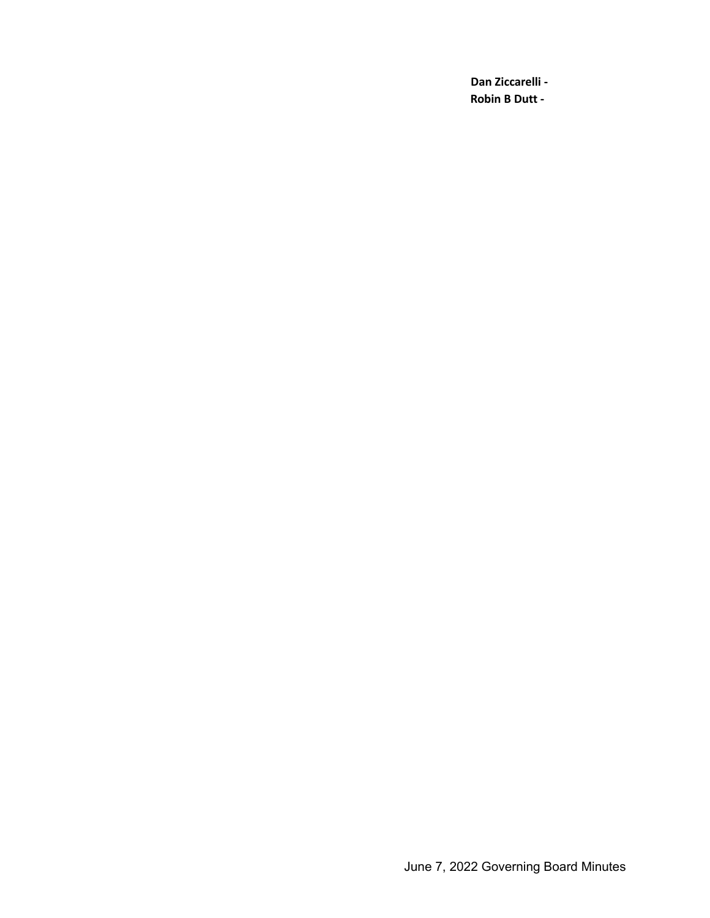**Dan Ziccarelli -**
**Robin B Dutt -**